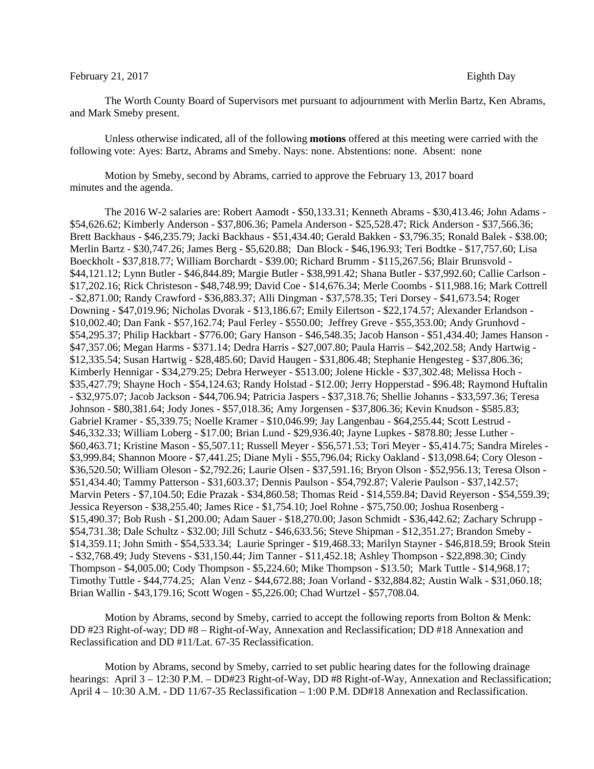February 21, 2017 Eighth Day

The Worth County Board of Supervisors met pursuant to adjournment with Merlin Bartz, Ken Abrams, and Mark Smeby present.

Unless otherwise indicated, all of the following **motions** offered at this meeting were carried with the following vote: Ayes: Bartz, Abrams and Smeby. Nays: none. Abstentions: none. Absent: none

Motion by Smeby, second by Abrams, carried to approve the February 13, 2017 board minutes and the agenda.

The 2016 W-2 salaries are: Robert Aamodt - $50,133.31; Kenneth Abrams - $30,413.46; John Adams - $54,626.62; Kimberly Anderson - $37,806.36; Pamela Anderson - $25,528.47; Rick Anderson - $37,566.36; Brett Backhaus - $46,235.79; Jacki Backhaus - $51,434.40; Gerald Bakken - $3,796.35; Ronald Balek - $38.00; Merlin Bartz - $30,747.26; James Berg - $5,620.88; Dan Block - $46,196.93; Teri Bodtke - $17,757.60; Lisa Boeckholt - $37,818.77; William Borchardt - $39.00; Richard Brumm - $115,267.56; Blair Brunsvold - $44,121.12; Lynn Butler - $46,844.89; Margie Butler - $38,991.42; Shana Butler - $37,992.60; Callie Carlson - $17,202.16; Rick Christeson - $48,748.99; David Coe - $14,676.34; Merle Coombs - $11,988.16; Mark Cottrell - $2,871.00; Randy Crawford - $36,883.37; Alli Dingman - $37,578.35; Teri Dorsey - $41,673.54; Roger Downing - $47,019.96; Nicholas Dvorak - $13,186.67; Emily Eilertson - $22,174.57; Alexander Erlandson - $10,002.40; Dan Fank - $57,162.74; Paul Ferley - $550.00; Jeffrey Greve - $55,353.00; Andy Grunhovd - $54,295.37; Philip Hackbart - $776.00; Gary Hanson - $46,548.35; Jacob Hanson - $51,434.40; James Hanson - $47,357.06; Megan Harms - $371.14; Dedra Harris - $27,007.80; Paula Harris – $42,202.58; Andy Hartwig - $12,335.54; Susan Hartwig - $28,485.60; David Haugen - $31,806.48; Stephanie Hengesteg - $37,806.36; Kimberly Hennigar - $34,279.25; Debra Herweyer - $513.00; Jolene Hickle - $37,302.48; Melissa Hoch - $35,427.79; Shayne Hoch - $54,124.63; Randy Holstad - $12.00; Jerry Hopperstad - $96.48; Raymond Huftalin - $32,975.07; Jacob Jackson - $44,706.94; Patricia Jaspers - $37,318.76; Shellie Johanns - $33,597.36; Teresa Johnson - $80,381.64; Jody Jones - $57,018.36; Amy Jorgensen - $37,806.36; Kevin Knudson - $585.83; Gabriel Kramer - $5,339.75; Noelle Kramer - $10,046.99; Jay Langenbau - $64,255.44; Scott Lestrud - $46,332.33; William Loberg - $17.00; Brian Lund - $29,936.40; Jayne Lupkes - $878.80; Jesse Luther - $60,463.71; Kristine Mason - $5,507.11; Russell Meyer - $56,571.53; Tori Meyer - $5,414.75; Sandra Mireles - $3,999.84; Shannon Moore - $7,441.25; Diane Myli - $55,796.04; Ricky Oakland - $13,098.64; Cory Oleson - $36,520.50; William Oleson - $2,792.26; Laurie Olsen - $37,591.16; Bryon Olson - $52,956.13; Teresa Olson - $51,434.40; Tammy Patterson - $31,603.37; Dennis Paulson - $54,792.87; Valerie Paulson - $37,142.57; Marvin Peters - $7,104.50; Edie Prazak - $34,860.58; Thomas Reid - $14,559.84; David Reyerson - $54,559.39; Jessica Reyerson - $38,255.40; James Rice - $1,754.10; Joel Rohne - $75,750.00; Joshua Rosenberg - $15,490.37; Bob Rush - $1,200.00; Adam Sauer - $18,270.00; Jason Schmidt - $36,442.62; Zachary Schrupp - $54,731.38; Dale Schultz - $32.00; Jill Schutz - $46,633.56; Steve Shipman - $12,351.27; Brandon Smeby - $14,359.11; John Smith - $54,533.34; Laurie Springer - $19,468.33; Marilyn Stayner - $46,818.59; Brook Stein - $32,768.49; Judy Stevens - $31,150.44; Jim Tanner - $11,452.18; Ashley Thompson - $22,898.30; Cindy Thompson - $4,005.00; Cody Thompson - $5,224.60; Mike Thompson - $13.50; Mark Tuttle - $14,968.17; Timothy Tuttle - $44,774.25; Alan Venz - $44,672.88; Joan Vorland - $32,884.82; Austin Walk - $31,060.18; Brian Wallin - $43,179.16; Scott Wogen - $5,226.00; Chad Wurtzel - $57,708.04.

Motion by Abrams, second by Smeby, carried to accept the following reports from Bolton & Menk: DD #23 Right-of-way; DD #8 – Right-of-Way, Annexation and Reclassification; DD #18 Annexation and Reclassification and DD #11/Lat. 67-35 Reclassification.

Motion by Abrams, second by Smeby, carried to set public hearing dates for the following drainage hearings: April 3 – 12:30 P.M. – DD#23 Right-of-Way, DD #8 Right-of-Way, Annexation and Reclassification; April 4 – 10:30 A.M. - DD 11/67-35 Reclassification – 1:00 P.M. DD#18 Annexation and Reclassification.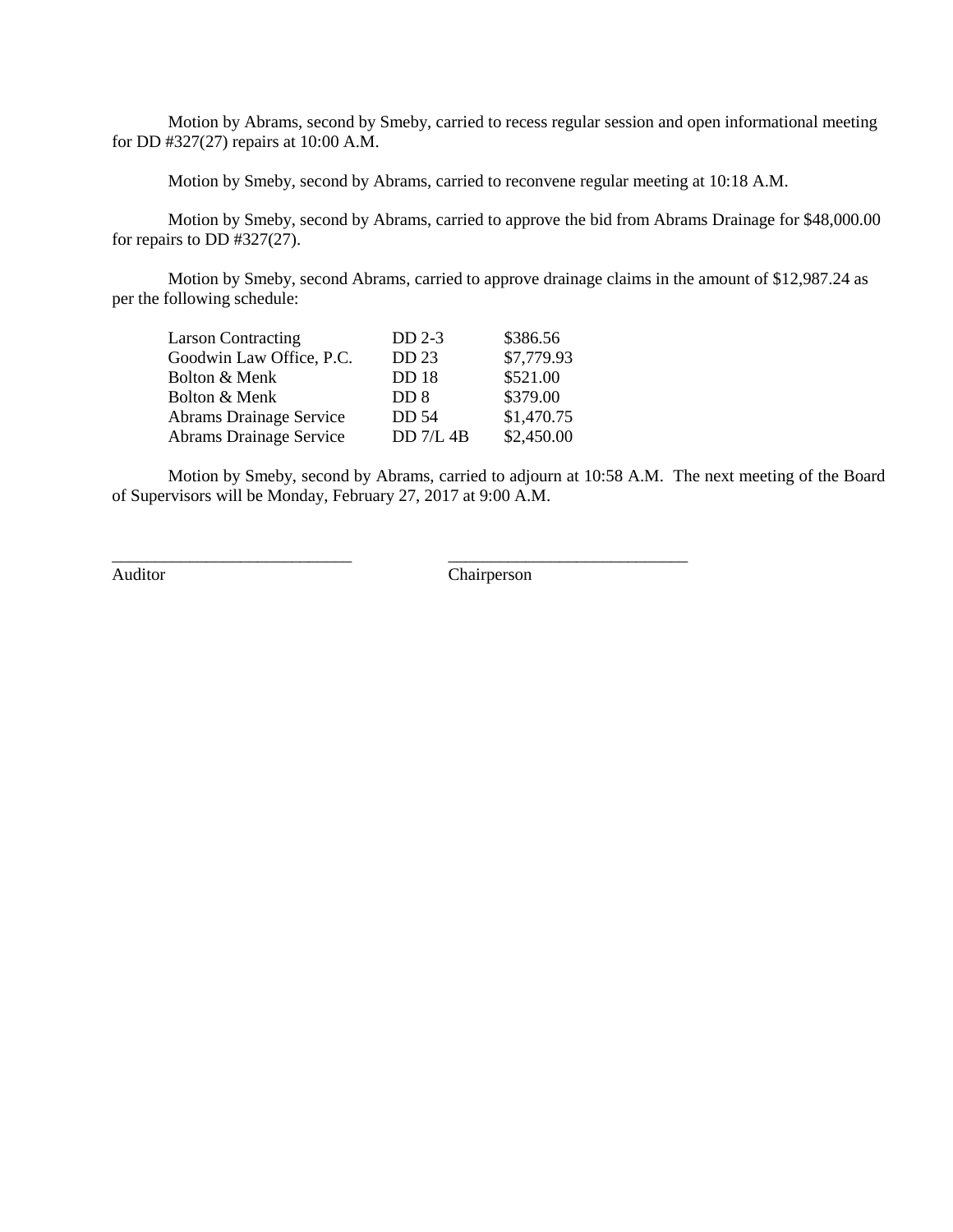Motion by Abrams, second by Smeby, carried to recess regular session and open informational meeting for DD #327(27) repairs at 10:00 A.M.

Motion by Smeby, second by Abrams, carried to reconvene regular meeting at 10:18 A.M.

Motion by Smeby, second by Abrams, carried to approve the bid from Abrams Drainage for $48,000.00 for repairs to DD #327(27).

Motion by Smeby, second Abrams, carried to approve drainage claims in the amount of $12,987.24 as per the following schedule:

| | | |
|---|---|---|
| Larson Contracting | DD 2-3 | $386.56 |
| Goodwin Law Office, P.C. | DD 23 | $7,779.93 |
| Bolton & Menk | DD 18 | $521.00 |
| Bolton & Menk | DD 8 | $379.00 |
| Abrams Drainage Service | DD 54 | $1,470.75 |
| Abrams Drainage Service | DD 7/L 4B | $2,450.00 |

Motion by Smeby, second by Abrams, carried to adjourn at 10:58 A.M. The next meeting of the Board of Supervisors will be Monday, February 27, 2017 at 9:00 A.M.

____________________________ ____________________________

Auditor Chairperson